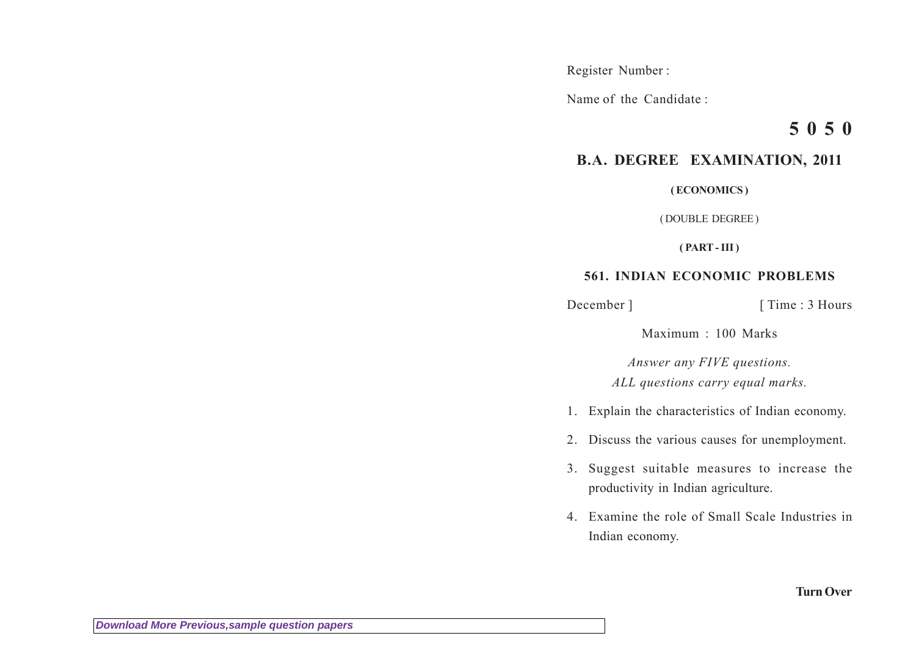Register Number :

Name of the Candidate :

# 5 0 5 0

## B.A. DEGREE EXAMINATION, 2011

**( ECONOMICS )**

( DOUBLE DEGREE )

**( PART - III )**

### 561. INDIAN ECONOMIC PROBLEMS

December ] [ Time : 3 Hours

Maximum : 100 Marks

*Answer any FIVE questions.*

*ALL questions carry equal marks.*

1. Explain the characteristics of Indian economy.
2. Discuss the various causes for unemployment.
3. Suggest suitable measures to increase the productivity in Indian agriculture.
4. Examine the role of Small Scale Industries in Indian economy.

**Turn Over**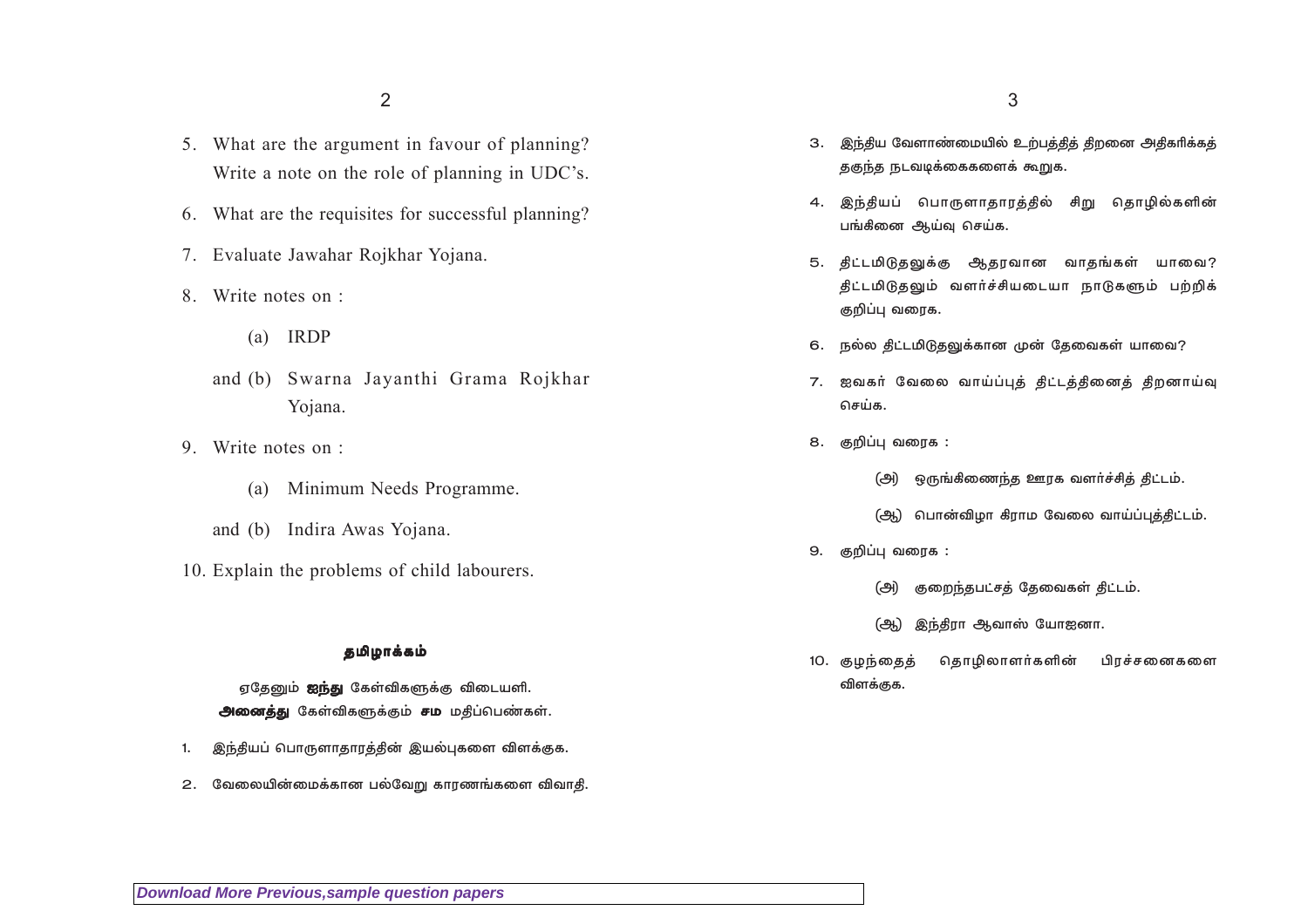5. What are the argument in favour of planning? Write a note on the role of planning in UDC's.

6. What are the requisites for successful planning?

7. Evaluate Jawahar Rojkhar Yojana.

8. Write notes on :

   (a) IRDP

   and (b) Swarna Jayanthi Grama Rojkhar Yojana.

9. Write notes on :

   (a) Minimum Needs Programme.

   and (b) Indira Awas Yojana.

10. Explain the problems of child labourers.

## தமிழாக்கம்

ஏதேனும் **ஐந்து** கேள்விகளுக்கு விடையளி.
**அனைத்து** கேள்விகளுக்கும் **சம** மதிப்பெண்கள்.

1. இந்தியப் பொருளாதாரத்தின் இயல்புகளை விளக்குக.

2. வேலையின்மைக்கான பல்வேறு காரணங்களை விவாதி.

3. இந்திய வேளாண்மையில் உற்பத்தித் திறனை அதிகரிக்கத் தகுந்த நடவடிக்கைகளைக் கூறுக.

4. இந்தியப் பொருளாதாரத்தில் சிறு தொழில்களின் பங்கினை ஆய்வு செய்க.

5. திட்டமிடுதலுக்கு ஆதரவான வாதங்கள் யாவை? திட்டமிடுதலும் வளர்ச்சியடையா நாடுகளும் பற்றிக் குறிப்பு வரைக.

6. நல்ல திட்டமிடுதலுக்கான முன் தேவைகள் யாவை?

7. ஜவகர் வேலை வாய்ப்புத் திட்டத்தினைத் திறனாய்வு செய்க.

8. குறிப்பு வரைக :

   (அ) ஒருங்கிணைந்த ஊரக வளர்ச்சித் திட்டம்.

   (ஆ) பொன்விழா கிராம வேலை வாய்ப்புத்திட்டம்.

9. குறிப்பு வரைக :

   (அ) குறைந்தபட்சத் தேவைகள் திட்டம்.

   (ஆ) இந்திரா ஆவாஸ் யோஜனா.

10. குழந்தைத் தொழிலாளர்களின் பிரச்சனைகளை விளக்குக.

*Download More Previous,sample question papers*